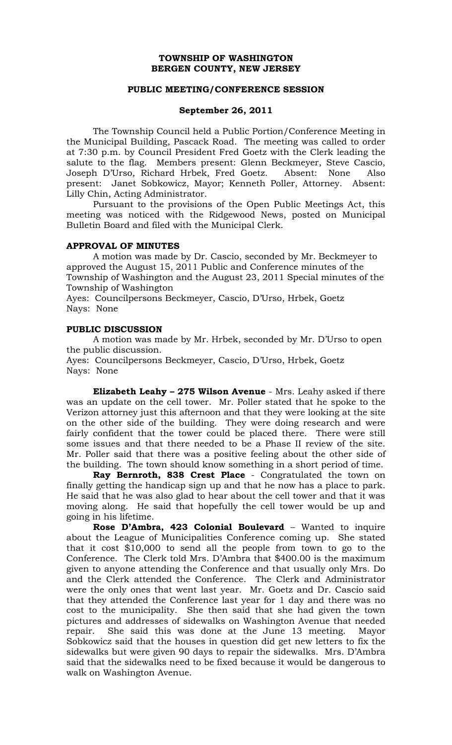# TOWNSHIP OF WASHINGTON
# BERGEN COUNTY, NEW JERSEY

## PUBLIC MEETING/CONFERENCE SESSION

### September 26, 2011

The Township Council held a Public Portion/Conference Meeting in the Municipal Building, Pascack Road. The meeting was called to order at 7:30 p.m. by Council President Fred Goetz with the Clerk leading the salute to the flag. Members present: Glenn Beckmeyer, Steve Cascio, Joseph D'Urso, Richard Hrbek, Fred Goetz. Absent: None Also present: Janet Sobkowicz, Mayor; Kenneth Poller, Attorney. Absent: Lilly Chin, Acting Administrator.

Pursuant to the provisions of the Open Public Meetings Act, this meeting was noticed with the Ridgewood News, posted on Municipal Bulletin Board and filed with the Municipal Clerk.

**APPROVAL OF MINUTES**

A motion was made by Dr. Cascio, seconded by Mr. Beckmeyer to approved the August 15, 2011 Public and Conference minutes of the Township of Washington and the August 23, 2011 Special minutes of the Township of Washington

Ayes: Councilpersons Beckmeyer, Cascio, D'Urso, Hrbek, Goetz
Nays: None

**PUBLIC DISCUSSION**

A motion was made by Mr. Hrbek, seconded by Mr. D'Urso to open the public discussion.

Ayes: Councilpersons Beckmeyer, Cascio, D'Urso, Hrbek, Goetz
Nays: None

**Elizabeth Leahy – 275 Wilson Avenue** - Mrs. Leahy asked if there was an update on the cell tower. Mr. Poller stated that he spoke to the Verizon attorney just this afternoon and that they were looking at the site on the other side of the building. They were doing research and were fairly confident that the tower could be placed there. There were still some issues and that there needed to be a Phase II review of the site. Mr. Poller said that there was a positive feeling about the other side of the building. The town should know something in a short period of time.

**Ray Bernroth, 838 Crest Place** - Congratulated the town on finally getting the handicap sign up and that he now has a place to park. He said that he was also glad to hear about the cell tower and that it was moving along. He said that hopefully the cell tower would be up and going in his lifetime.

**Rose D'Ambra, 423 Colonial Boulevard** – Wanted to inquire about the League of Municipalities Conference coming up. She stated that it cost $10,000 to send all the people from town to go to the Conference. The Clerk told Mrs. D'Ambra that $400.00 is the maximum given to anyone attending the Conference and that usually only Mrs. Do and the Clerk attended the Conference. The Clerk and Administrator were the only ones that went last year. Mr. Goetz and Dr. Cascio said that they attended the Conference last year for 1 day and there was no cost to the municipality. She then said that she had given the town pictures and addresses of sidewalks on Washington Avenue that needed repair. She said this was done at the June 13 meeting. Mayor Sobkowicz said that the houses in question did get new letters to fix the sidewalks but were given 90 days to repair the sidewalks. Mrs. D'Ambra said that the sidewalks need to be fixed because it would be dangerous to walk on Washington Avenue.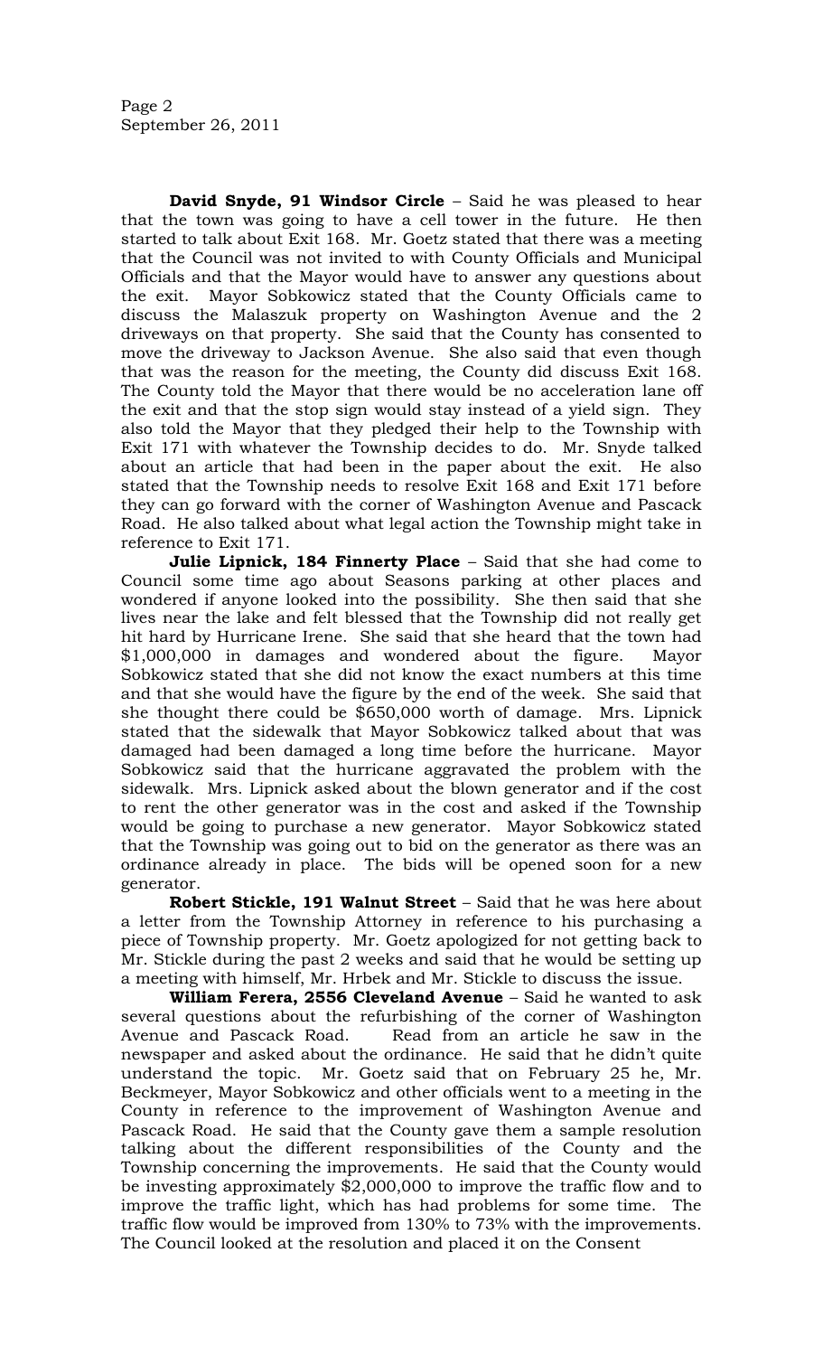**David Snyde, 91 Windsor Circle** – Said he was pleased to hear that the town was going to have a cell tower in the future. He then started to talk about Exit 168. Mr. Goetz stated that there was a meeting that the Council was not invited to with County Officials and Municipal Officials and that the Mayor would have to answer any questions about the exit. Mayor Sobkowicz stated that the County Officials came to discuss the Malaszuk property on Washington Avenue and the 2 driveways on that property. She said that the County has consented to move the driveway to Jackson Avenue. She also said that even though that was the reason for the meeting, the County did discuss Exit 168. The County told the Mayor that there would be no acceleration lane off the exit and that the stop sign would stay instead of a yield sign. They also told the Mayor that they pledged their help to the Township with Exit 171 with whatever the Township decides to do. Mr. Snyde talked about an article that had been in the paper about the exit. He also stated that the Township needs to resolve Exit 168 and Exit 171 before they can go forward with the corner of Washington Avenue and Pascack Road. He also talked about what legal action the Township might take in reference to Exit 171.

**Julie Lipnick, 184 Finnerty Place** – Said that she had come to Council some time ago about Seasons parking at other places and wondered if anyone looked into the possibility. She then said that she lives near the lake and felt blessed that the Township did not really get hit hard by Hurricane Irene. She said that she heard that the town had $1,000,000 in damages and wondered about the figure. Mayor Sobkowicz stated that she did not know the exact numbers at this time and that she would have the figure by the end of the week. She said that she thought there could be $650,000 worth of damage. Mrs. Lipnick stated that the sidewalk that Mayor Sobkowicz talked about that was damaged had been damaged a long time before the hurricane. Mayor Sobkowicz said that the hurricane aggravated the problem with the sidewalk. Mrs. Lipnick asked about the blown generator and if the cost to rent the other generator was in the cost and asked if the Township would be going to purchase a new generator. Mayor Sobkowicz stated that the Township was going out to bid on the generator as there was an ordinance already in place. The bids will be opened soon for a new generator.

**Robert Stickle, 191 Walnut Street** – Said that he was here about a letter from the Township Attorney in reference to his purchasing a piece of Township property. Mr. Goetz apologized for not getting back to Mr. Stickle during the past 2 weeks and said that he would be setting up a meeting with himself, Mr. Hrbek and Mr. Stickle to discuss the issue.

**William Ferera, 2556 Cleveland Avenue** – Said he wanted to ask several questions about the refurbishing of the corner of Washington Avenue and Pascack Road. Read from an article he saw in the newspaper and asked about the ordinance. He said that he didn't quite understand the topic. Mr. Goetz said that on February 25 he, Mr. Beckmeyer, Mayor Sobkowicz and other officials went to a meeting in the County in reference to the improvement of Washington Avenue and Pascack Road. He said that the County gave them a sample resolution talking about the different responsibilities of the County and the Township concerning the improvements. He said that the County would be investing approximately $2,000,000 to improve the traffic flow and to improve the traffic light, which has had problems for some time. The traffic flow would be improved from 130% to 73% with the improvements. The Council looked at the resolution and placed it on the Consent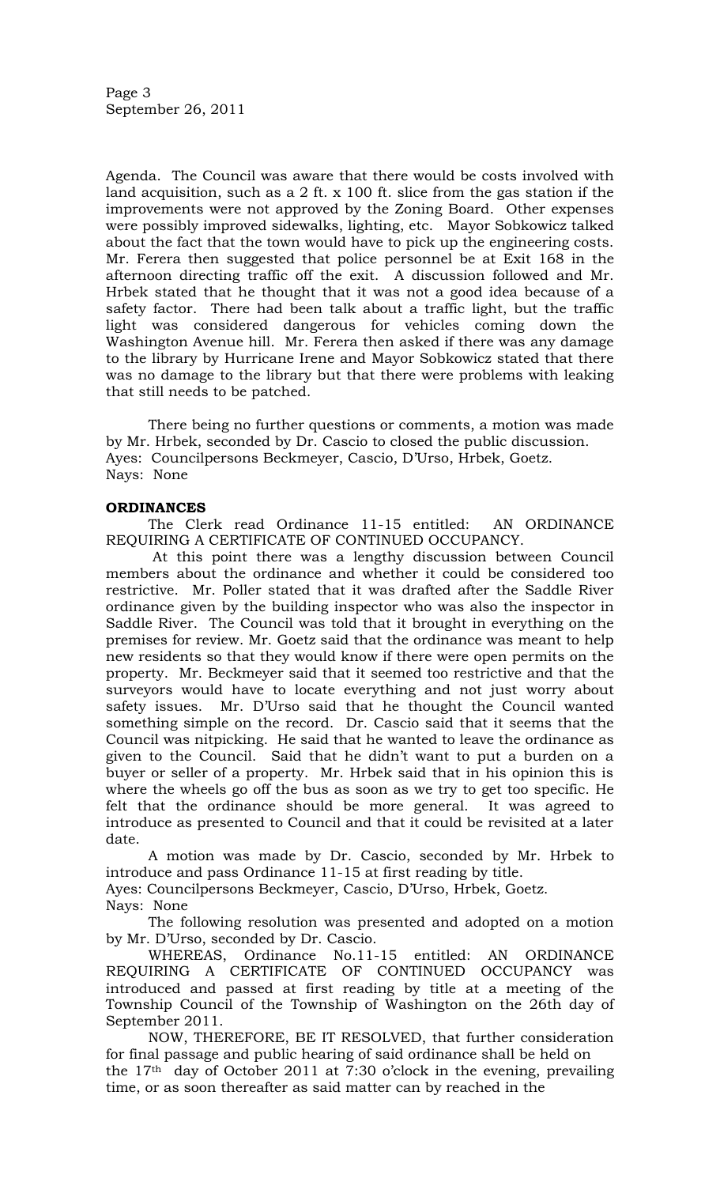Agenda. The Council was aware that there would be costs involved with land acquisition, such as a 2 ft. x 100 ft. slice from the gas station if the improvements were not approved by the Zoning Board. Other expenses were possibly improved sidewalks, lighting, etc. Mayor Sobkowicz talked about the fact that the town would have to pick up the engineering costs. Mr. Ferera then suggested that police personnel be at Exit 168 in the afternoon directing traffic off the exit. A discussion followed and Mr. Hrbek stated that he thought that it was not a good idea because of a safety factor. There had been talk about a traffic light, but the traffic light was considered dangerous for vehicles coming down the Washington Avenue hill. Mr. Ferera then asked if there was any damage to the library by Hurricane Irene and Mayor Sobkowicz stated that there was no damage to the library but that there were problems with leaking that still needs to be patched.

There being no further questions or comments, a motion was made by Mr. Hrbek, seconded by Dr. Cascio to closed the public discussion.
Ayes: Councilpersons Beckmeyer, Cascio, D'Urso, Hrbek, Goetz.
Nays: None

**ORDINANCES**

The Clerk read Ordinance 11-15 entitled: AN ORDINANCE REQUIRING A CERTIFICATE OF CONTINUED OCCUPANCY.

At this point there was a lengthy discussion between Council members about the ordinance and whether it could be considered too restrictive. Mr. Poller stated that it was drafted after the Saddle River ordinance given by the building inspector who was also the inspector in Saddle River. The Council was told that it brought in everything on the premises for review. Mr. Goetz said that the ordinance was meant to help new residents so that they would know if there were open permits on the property. Mr. Beckmeyer said that it seemed too restrictive and that the surveyors would have to locate everything and not just worry about safety issues. Mr. D'Urso said that he thought the Council wanted something simple on the record. Dr. Cascio said that it seems that the Council was nitpicking. He said that he wanted to leave the ordinance as given to the Council. Said that he didn't want to put a burden on a buyer or seller of a property. Mr. Hrbek said that in his opinion this is where the wheels go off the bus as soon as we try to get too specific. He felt that the ordinance should be more general. It was agreed to introduce as presented to Council and that it could be revisited at a later date.

A motion was made by Dr. Cascio, seconded by Mr. Hrbek to introduce and pass Ordinance 11-15 at first reading by title.
Ayes: Councilpersons Beckmeyer, Cascio, D'Urso, Hrbek, Goetz.
Nays: None

The following resolution was presented and adopted on a motion by Mr. D'Urso, seconded by Dr. Cascio.

WHEREAS, Ordinance No.11-15 entitled: AN ORDINANCE REQUIRING A CERTIFICATE OF CONTINUED OCCUPANCY was introduced and passed at first reading by title at a meeting of the Township Council of the Township of Washington on the 26th day of September 2011.

NOW, THEREFORE, BE IT RESOLVED, that further consideration for final passage and public hearing of said ordinance shall be held on the 17th day of October 2011 at 7:30 o'clock in the evening, prevailing time, or as soon thereafter as said matter can by reached in the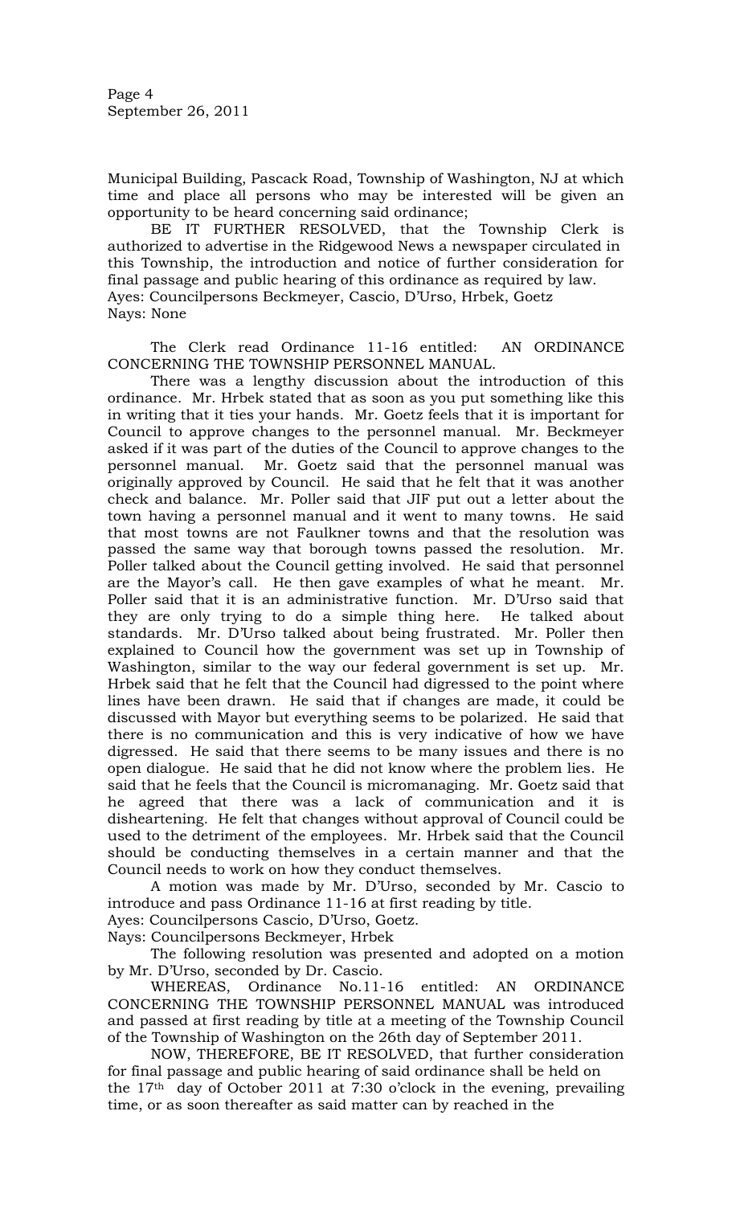Municipal Building, Pascack Road, Township of Washington, NJ at which time and place all persons who may be interested will be given an opportunity to be heard concerning said ordinance;

BE IT FURTHER RESOLVED, that the Township Clerk is authorized to advertise in the Ridgewood News a newspaper circulated in this Township, the introduction and notice of further consideration for final passage and public hearing of this ordinance as required by law.
Ayes: Councilpersons Beckmeyer, Cascio, D'Urso, Hrbek, Goetz
Nays: None

The Clerk read Ordinance 11-16 entitled: AN ORDINANCE CONCERNING THE TOWNSHIP PERSONNEL MANUAL.

There was a lengthy discussion about the introduction of this ordinance. Mr. Hrbek stated that as soon as you put something like this in writing that it ties your hands. Mr. Goetz feels that it is important for Council to approve changes to the personnel manual. Mr. Beckmeyer asked if it was part of the duties of the Council to approve changes to the personnel manual. Mr. Goetz said that the personnel manual was originally approved by Council. He said that he felt that it was another check and balance. Mr. Poller said that JIF put out a letter about the town having a personnel manual and it went to many towns. He said that most towns are not Faulkner towns and that the resolution was passed the same way that borough towns passed the resolution. Mr. Poller talked about the Council getting involved. He said that personnel are the Mayor's call. He then gave examples of what he meant. Mr. Poller said that it is an administrative function. Mr. D'Urso said that they are only trying to do a simple thing here. He talked about standards. Mr. D'Urso talked about being frustrated. Mr. Poller then explained to Council how the government was set up in Township of Washington, similar to the way our federal government is set up. Mr. Hrbek said that he felt that the Council had digressed to the point where lines have been drawn. He said that if changes are made, it could be discussed with Mayor but everything seems to be polarized. He said that there is no communication and this is very indicative of how we have digressed. He said that there seems to be many issues and there is no open dialogue. He said that he did not know where the problem lies. He said that he feels that the Council is micromanaging. Mr. Goetz said that he agreed that there was a lack of communication and it is disheartening. He felt that changes without approval of Council could be used to the detriment of the employees. Mr. Hrbek said that the Council should be conducting themselves in a certain manner and that the Council needs to work on how they conduct themselves.

A motion was made by Mr. D'Urso, seconded by Mr. Cascio to introduce and pass Ordinance 11-16 at first reading by title.
Ayes: Councilpersons Cascio, D'Urso, Goetz.
Nays: Councilpersons Beckmeyer, Hrbek

The following resolution was presented and adopted on a motion by Mr. D'Urso, seconded by Dr. Cascio.

WHEREAS, Ordinance No.11-16 entitled: AN ORDINANCE CONCERNING THE TOWNSHIP PERSONNEL MANUAL was introduced and passed at first reading by title at a meeting of the Township Council of the Township of Washington on the 26th day of September 2011.

NOW, THEREFORE, BE IT RESOLVED, that further consideration for final passage and public hearing of said ordinance shall be held on the 17th day of October 2011 at 7:30 o'clock in the evening, prevailing time, or as soon thereafter as said matter can by reached in the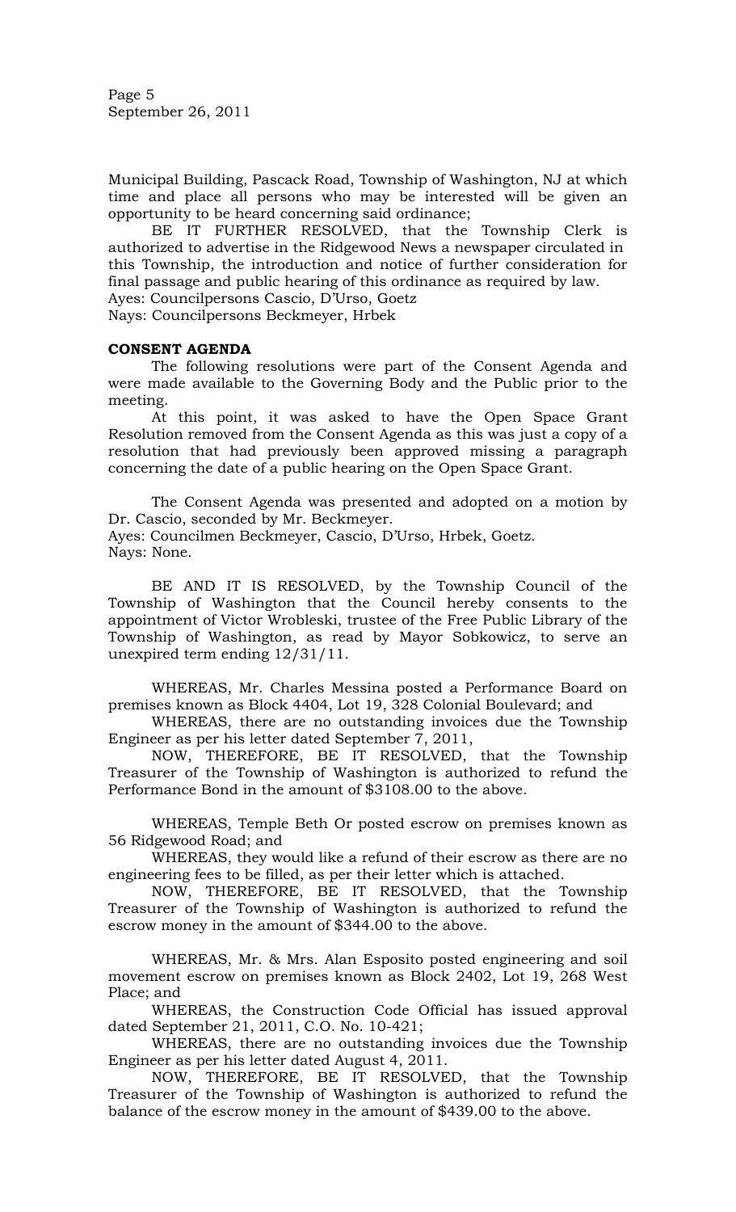Municipal Building, Pascack Road, Township of Washington, NJ at which time and place all persons who may be interested will be given an opportunity to be heard concerning said ordinance;

BE IT FURTHER RESOLVED, that the Township Clerk is authorized to advertise in the Ridgewood News a newspaper circulated in this Township, the introduction and notice of further consideration for final passage and public hearing of this ordinance as required by law.

Ayes: Councilpersons Cascio, D'Urso, Goetz

Nays: Councilpersons Beckmeyer, Hrbek

**CONSENT AGENDA**

The following resolutions were part of the Consent Agenda and were made available to the Governing Body and the Public prior to the meeting.

At this point, it was asked to have the Open Space Grant Resolution removed from the Consent Agenda as this was just a copy of a resolution that had previously been approved missing a paragraph concerning the date of a public hearing on the Open Space Grant.

The Consent Agenda was presented and adopted on a motion by Dr. Cascio, seconded by Mr. Beckmeyer.

Ayes: Councilmen Beckmeyer, Cascio, D'Urso, Hrbek, Goetz.

Nays: None.

BE AND IT IS RESOLVED, by the Township Council of the Township of Washington that the Council hereby consents to the appointment of Victor Wrobleski, trustee of the Free Public Library of the Township of Washington, as read by Mayor Sobkowicz, to serve an unexpired term ending 12/31/11.

WHEREAS, Mr. Charles Messina posted a Performance Board on premises known as Block 4404, Lot 19, 328 Colonial Boulevard; and

WHEREAS, there are no outstanding invoices due the Township Engineer as per his letter dated September 7, 2011,

NOW, THEREFORE, BE IT RESOLVED, that the Township Treasurer of the Township of Washington is authorized to refund the Performance Bond in the amount of $3108.00 to the above.

WHEREAS, Temple Beth Or posted escrow on premises known as 56 Ridgewood Road; and

WHEREAS, they would like a refund of their escrow as there are no engineering fees to be filled, as per their letter which is attached.

NOW, THEREFORE, BE IT RESOLVED, that the Township Treasurer of the Township of Washington is authorized to refund the escrow money in the amount of $344.00 to the above.

WHEREAS, Mr. & Mrs. Alan Esposito posted engineering and soil movement escrow on premises known as Block 2402, Lot 19, 268 West Place; and

WHEREAS, the Construction Code Official has issued approval dated September 21, 2011, C.O. No. 10-421;

WHEREAS, there are no outstanding invoices due the Township Engineer as per his letter dated August 4, 2011.

NOW, THEREFORE, BE IT RESOLVED, that the Township Treasurer of the Township of Washington is authorized to refund the balance of the escrow money in the amount of $439.00 to the above.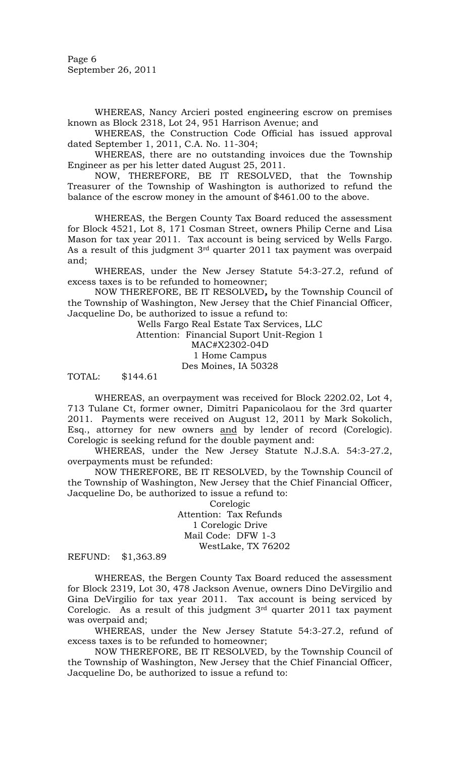WHEREAS, Nancy Arcieri posted engineering escrow on premises known as Block 2318, Lot 24, 951 Harrison Avenue; and

WHEREAS, the Construction Code Official has issued approval dated September 1, 2011, C.A. No. 11-304;

WHEREAS, there are no outstanding invoices due the Township Engineer as per his letter dated August 25, 2011.

NOW, THEREFORE, BE IT RESOLVED, that the Township Treasurer of the Township of Washington is authorized to refund the balance of the escrow money in the amount of $461.00 to the above.

WHEREAS, the Bergen County Tax Board reduced the assessment for Block 4521, Lot 8, 171 Cosman Street, owners Philip Cerne and Lisa Mason for tax year 2011. Tax account is being serviced by Wells Fargo. As a result of this judgment 3rd quarter 2011 tax payment was overpaid and;

WHEREAS, under the New Jersey Statute 54:3-27.2, refund of excess taxes is to be refunded to homeowner;

NOW THEREFORE, BE IT RESOLVED**,** by the Township Council of the Township of Washington, New Jersey that the Chief Financial Officer, Jacqueline Do, be authorized to issue a refund to:

Wells Fargo Real Estate Tax Services, LLC
Attention: Financial Suport Unit-Region 1
MAC#X2302-04D
1 Home Campus
Des Moines, IA 50328

TOTAL: $144.61

WHEREAS, an overpayment was received for Block 2202.02, Lot 4, 713 Tulane Ct, former owner, Dimitri Papanicolaou for the 3rd quarter 2011. Payments were received on August 12, 2011 by Mark Sokolich, Esq., attorney for new owners and by lender of record (Corelogic). Corelogic is seeking refund for the double payment and:

WHEREAS, under the New Jersey Statute N.J.S.A. 54:3-27.2, overpayments must be refunded:

NOW THEREFORE, BE IT RESOLVED, by the Township Council of the Township of Washington, New Jersey that the Chief Financial Officer, Jacqueline Do, be authorized to issue a refund to:

Corelogic
Attention: Tax Refunds
1 Corelogic Drive
Mail Code: DFW 1-3
WestLake, TX 76202

REFUND: $1,363.89

WHEREAS, the Bergen County Tax Board reduced the assessment for Block 2319, Lot 30, 478 Jackson Avenue, owners Dino DeVirgilio and Gina DeVirgilio for tax year 2011. Tax account is being serviced by Corelogic. As a result of this judgment 3rd quarter 2011 tax payment was overpaid and;

WHEREAS, under the New Jersey Statute 54:3-27.2, refund of excess taxes is to be refunded to homeowner;

NOW THEREFORE, BE IT RESOLVED, by the Township Council of the Township of Washington, New Jersey that the Chief Financial Officer, Jacqueline Do, be authorized to issue a refund to: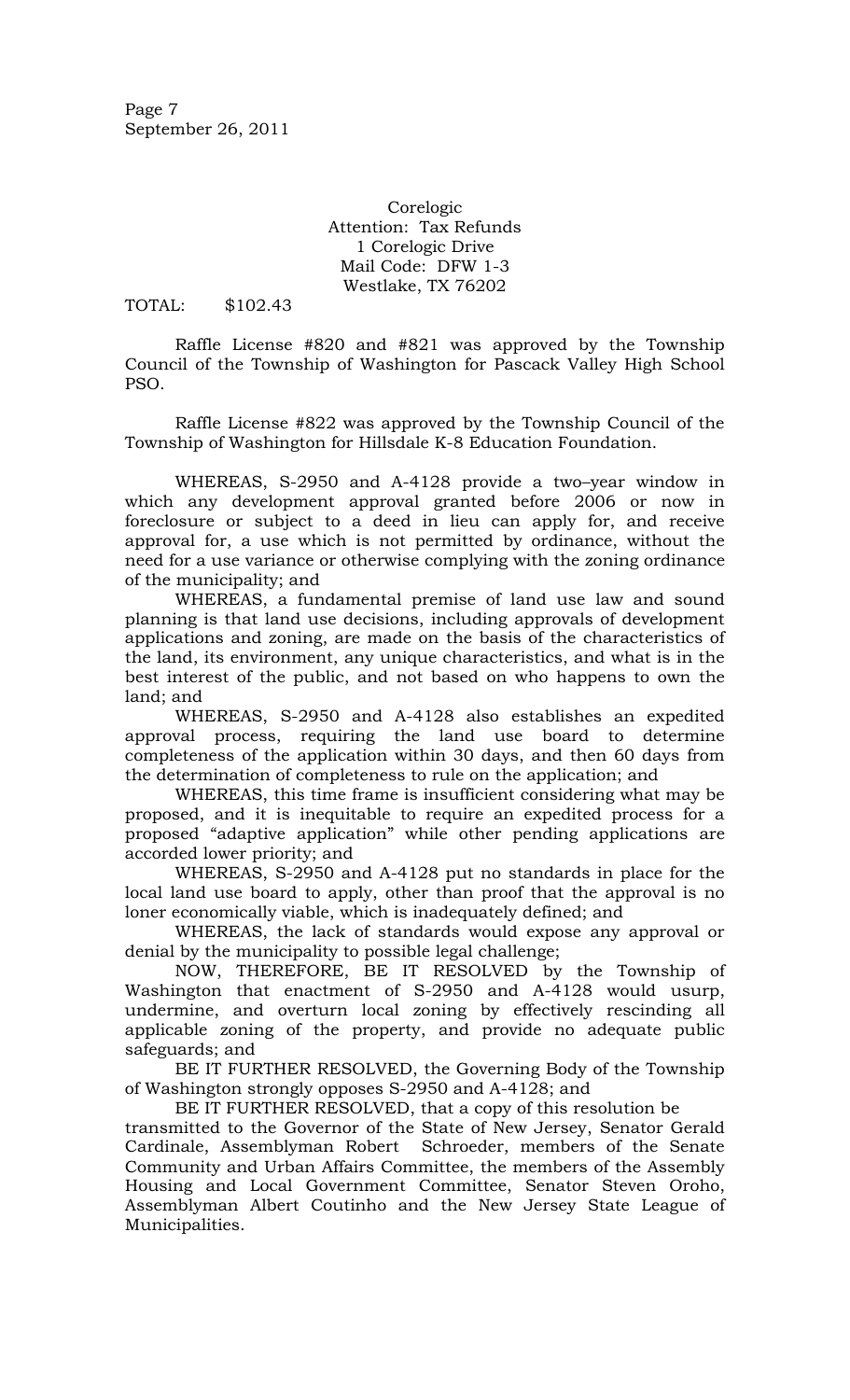Corelogic
Attention: Tax Refunds
1 Corelogic Drive
Mail Code: DFW 1-3
Westlake, TX 76202

TOTAL: $102.43

Raffle License #820 and #821 was approved by the Township Council of the Township of Washington for Pascack Valley High School PSO.

Raffle License #822 was approved by the Township Council of the Township of Washington for Hillsdale K-8 Education Foundation.

WHEREAS, S-2950 and A-4128 provide a two–year window in which any development approval granted before 2006 or now in foreclosure or subject to a deed in lieu can apply for, and receive approval for, a use which is not permitted by ordinance, without the need for a use variance or otherwise complying with the zoning ordinance of the municipality; and

WHEREAS, a fundamental premise of land use law and sound planning is that land use decisions, including approvals of development applications and zoning, are made on the basis of the characteristics of the land, its environment, any unique characteristics, and what is in the best interest of the public, and not based on who happens to own the land; and

WHEREAS, S-2950 and A-4128 also establishes an expedited approval process, requiring the land use board to determine completeness of the application within 30 days, and then 60 days from the determination of completeness to rule on the application; and

WHEREAS, this time frame is insufficient considering what may be proposed, and it is inequitable to require an expedited process for a proposed "adaptive application" while other pending applications are accorded lower priority; and

WHEREAS, S-2950 and A-4128 put no standards in place for the local land use board to apply, other than proof that the approval is no loner economically viable, which is inadequately defined; and

WHEREAS, the lack of standards would expose any approval or denial by the municipality to possible legal challenge;

NOW, THEREFORE, BE IT RESOLVED by the Township of Washington that enactment of S-2950 and A-4128 would usurp, undermine, and overturn local zoning by effectively rescinding all applicable zoning of the property, and provide no adequate public safeguards; and

BE IT FURTHER RESOLVED, the Governing Body of the Township of Washington strongly opposes S-2950 and A-4128; and

BE IT FURTHER RESOLVED, that a copy of this resolution be transmitted to the Governor of the State of New Jersey, Senator Gerald Cardinale, Assemblyman Robert Schroeder, members of the Senate Community and Urban Affairs Committee, the members of the Assembly Housing and Local Government Committee, Senator Steven Oroho, Assemblyman Albert Coutinho and the New Jersey State League of Municipalities.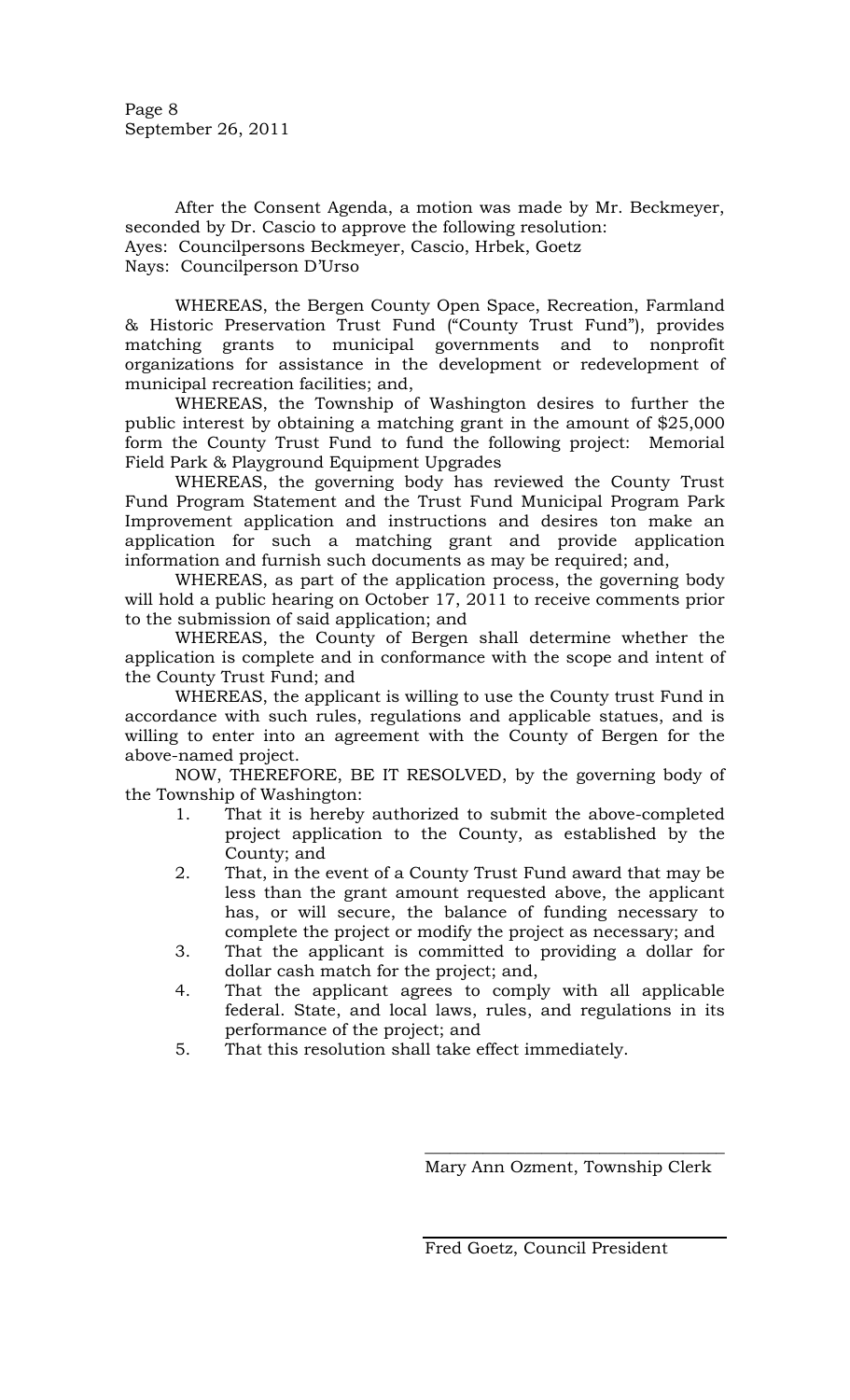After the Consent Agenda, a motion was made by Mr. Beckmeyer, seconded by Dr. Cascio to approve the following resolution:
Ayes: Councilpersons Beckmeyer, Cascio, Hrbek, Goetz
Nays: Councilperson D'Urso

WHEREAS, the Bergen County Open Space, Recreation, Farmland & Historic Preservation Trust Fund ("County Trust Fund"), provides matching grants to municipal governments and to nonprofit organizations for assistance in the development or redevelopment of municipal recreation facilities; and,

WHEREAS, the Township of Washington desires to further the public interest by obtaining a matching grant in the amount of $25,000 form the County Trust Fund to fund the following project: Memorial Field Park & Playground Equipment Upgrades

WHEREAS, the governing body has reviewed the County Trust Fund Program Statement and the Trust Fund Municipal Program Park Improvement application and instructions and desires ton make an application for such a matching grant and provide application information and furnish such documents as may be required; and,

WHEREAS, as part of the application process, the governing body will hold a public hearing on October 17, 2011 to receive comments prior to the submission of said application; and

WHEREAS, the County of Bergen shall determine whether the application is complete and in conformance with the scope and intent of the County Trust Fund; and

WHEREAS, the applicant is willing to use the County trust Fund in accordance with such rules, regulations and applicable statues, and is willing to enter into an agreement with the County of Bergen for the above-named project.

NOW, THEREFORE, BE IT RESOLVED, by the governing body of the Township of Washington:

1. That it is hereby authorized to submit the above-completed project application to the County, as established by the County; and
2. That, in the event of a County Trust Fund award that may be less than the grant amount requested above, the applicant has, or will secure, the balance of funding necessary to complete the project or modify the project as necessary; and
3. That the applicant is committed to providing a dollar for dollar cash match for the project; and,
4. That the applicant agrees to comply with all applicable federal. State, and local laws, rules, and regulations in its performance of the project; and
5. That this resolution shall take effect immediately.

\_\_\_\_\_\_\_\_\_\_\_\_\_\_\_\_\_\_\_\_\_\_\_\_\_\_\_\_\_\_\_\_\_\_

Mary Ann Ozment, Township Clerk

\_\_\_\_\_\_\_\_\_\_\_\_\_\_\_\_\_\_\_\_\_\_\_\_\_\_\_\_\_\_\_\_\_\_

Fred Goetz, Council President